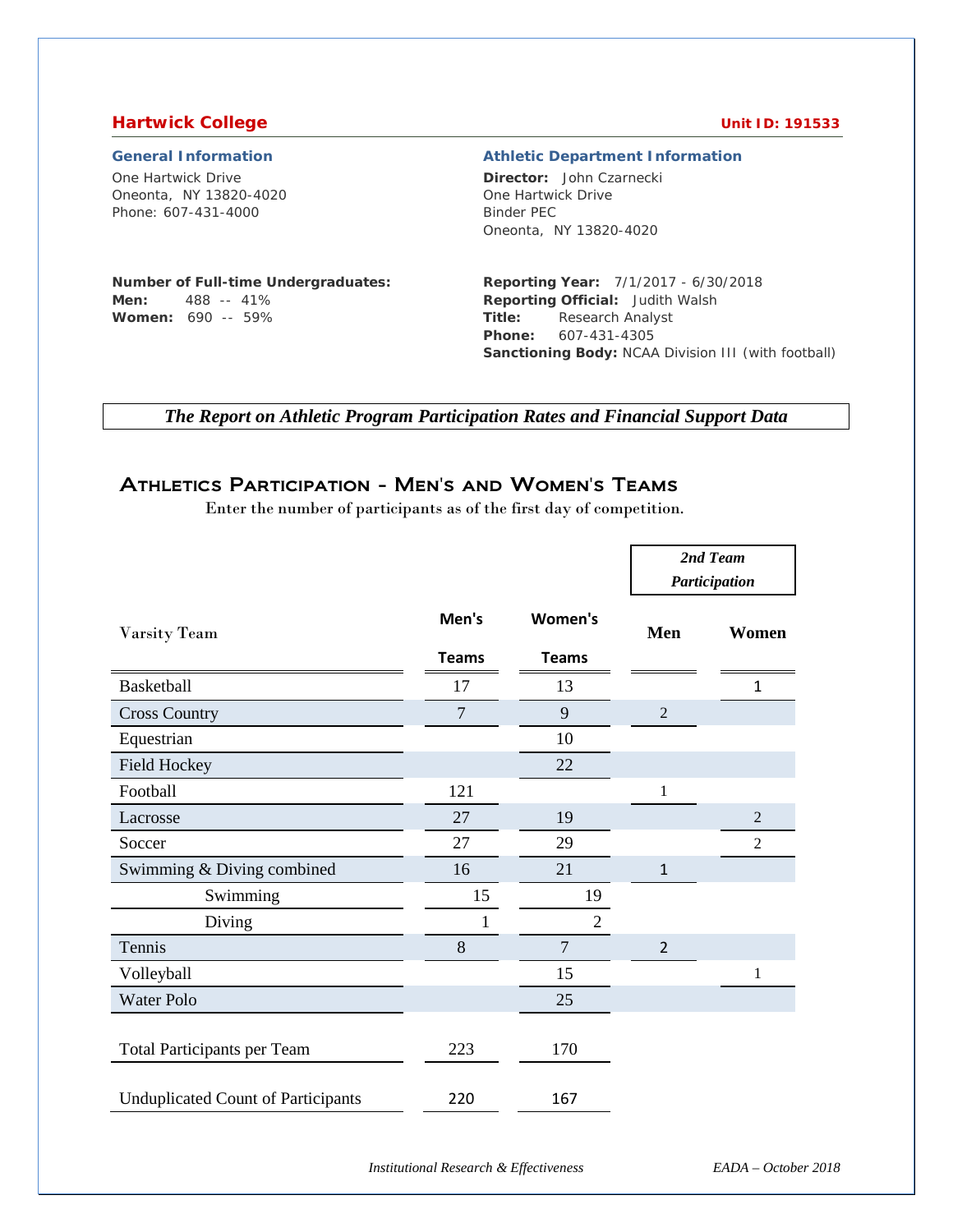## Hartwick College

**Unit ID: 191533**

### General Information

One Hartwick Drive
Oneonta, NY 13820-4020
Phone: 607-431-4000

**Number of Full-time Undergraduates:**
**Men:** 488 -- 41%
**Women:** 690 -- 59%

### Athletic Department Information

**Director:** John Czarnecki
One Hartwick Drive
Binder PEC
Oneonta, NY 13820-4020

**Reporting Year:** 7/1/2017 - 6/30/2018
**Reporting Official:** Judith Walsh
**Title:** Research Analyst
**Phone:** 607-431-4305
**Sanctioning Body:** NCAA Division III (with football)

***The Report on Athletic Program Participation Rates and Financial Support Data***

## Athletics Participation - Men's and Women's Teams

Enter the number of participants as of the first day of competition.

| Varsity Team | Men's Teams | Women's Teams | *2nd Team Participation* Men | *2nd Team Participation* Women |
|---|---|---|---|---|
| Basketball | 17 | 13 | | 1 |
| Cross Country | 7 | 9 | 2 | |
| Equestrian | | 10 | | |
| Field Hockey | | 22 | | |
| Football | 121 | | 1 | |
| Lacrosse | 27 | 19 | | 2 |
| Soccer | 27 | 29 | | 2 |
| Swimming & Diving combined | 16 | 21 | 1 | |
| Swimming | 15 | 19 | | |
| Diving | 1 | 2 | | |
| Tennis | 8 | 7 | 2 | |
| Volleyball | | 15 | | 1 |
| Water Polo | | 25 | | |
| Total Participants per Team | 223 | 170 | | |
| Unduplicated Count of Participants | 220 | 167 | | |

*Institutional Research & Effectiveness* *EADA – October 2018*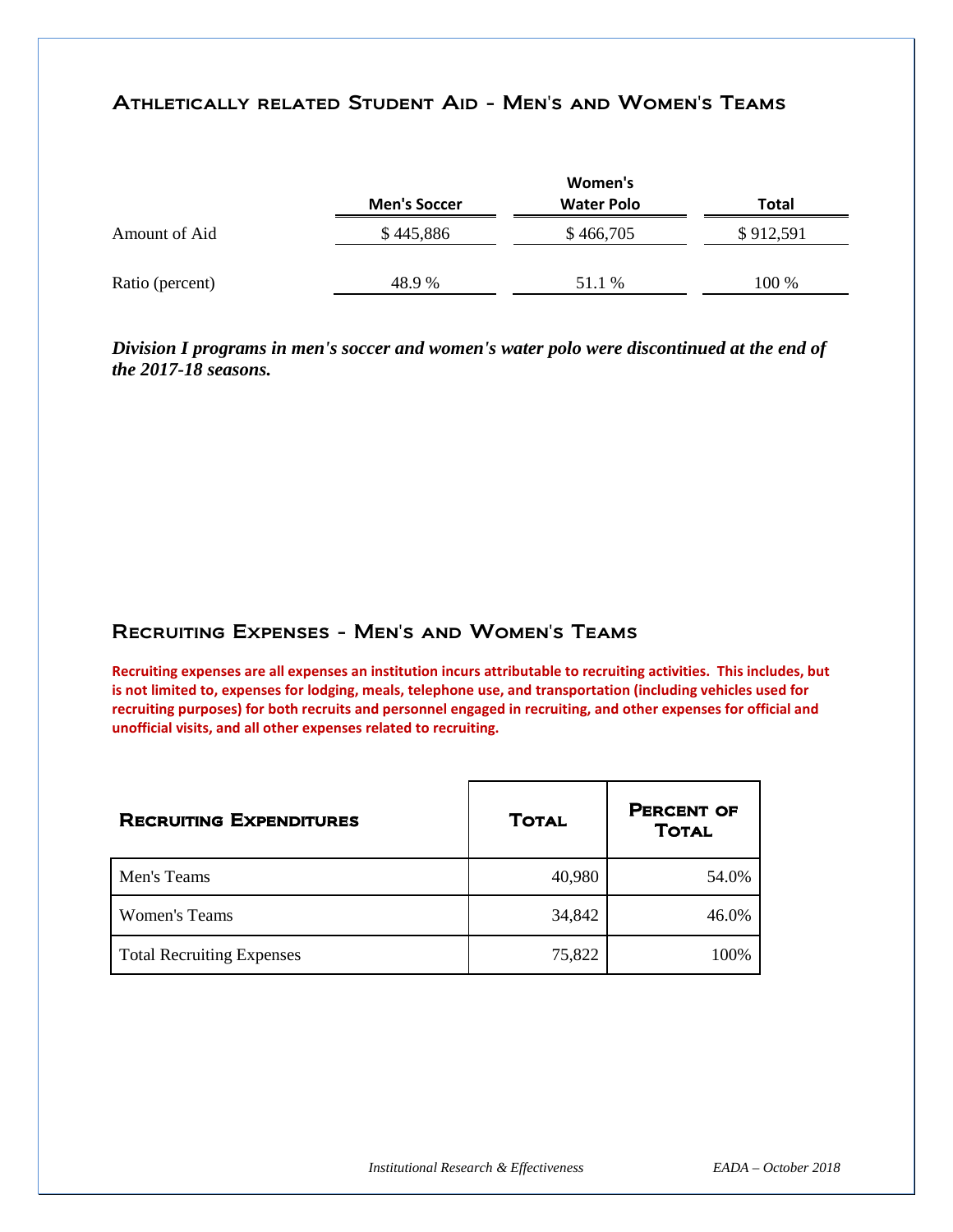## Athletically related Student Aid - Men's and Women's Teams

| | Men's Soccer | Women's Water Polo | Total |
|---|---|---|---|
| Amount of Aid | $ 445,886 | $ 466,705 | $ 912,591 |
| Ratio (percent) | 48.9 % | 51.1 % | 100 % |

***Division I programs in men's soccer and women's water polo were discontinued at the end of the 2017-18 seasons.***

## Recruiting Expenses - Men's and Women's Teams

**Recruiting expenses are all expenses an institution incurs attributable to recruiting activities. This includes, but is not limited to, expenses for lodging, meals, telephone use, and transportation (including vehicles used for recruiting purposes) for both recruits and personnel engaged in recruiting, and other expenses for official and unofficial visits, and all other expenses related to recruiting.**

| Recruiting Expenditures | Total | Percent of Total |
|---|---|---|
| Men's Teams | 40,980 | 54.0% |
| Women's Teams | 34,842 | 46.0% |
| Total Recruiting Expenses | 75,822 | 100% |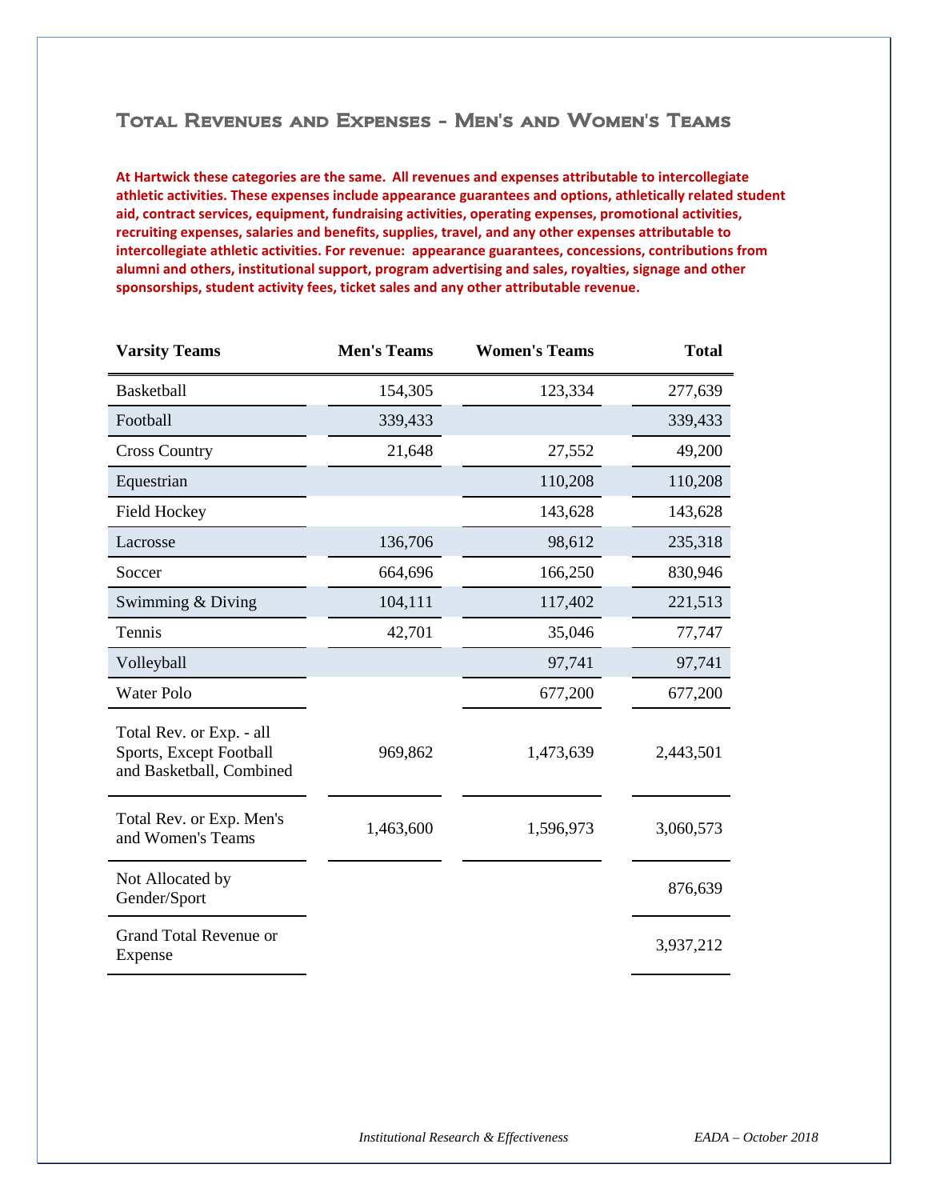## Total Revenues and Expenses - Men's and Women's Teams

**At Hartwick these categories are the same. All revenues and expenses attributable to intercollegiate athletic activities. These expenses include appearance guarantees and options, athletically related student aid, contract services, equipment, fundraising activities, operating expenses, promotional activities, recruiting expenses, salaries and benefits, supplies, travel, and any other expenses attributable to intercollegiate athletic activities. For revenue: appearance guarantees, concessions, contributions from alumni and others, institutional support, program advertising and sales, royalties, signage and other sponsorships, student activity fees, ticket sales and any other attributable revenue.**

| Varsity Teams | Men's Teams | Women's Teams | Total |
|---|---|---|---|
| Basketball | 154,305 | 123,334 | 277,639 |
| Football | 339,433 | | 339,433 |
| Cross Country | 21,648 | 27,552 | 49,200 |
| Equestrian | | 110,208 | 110,208 |
| Field Hockey | | 143,628 | 143,628 |
| Lacrosse | 136,706 | 98,612 | 235,318 |
| Soccer | 664,696 | 166,250 | 830,946 |
| Swimming & Diving | 104,111 | 117,402 | 221,513 |
| Tennis | 42,701 | 35,046 | 77,747 |
| Volleyball | | 97,741 | 97,741 |
| Water Polo | | 677,200 | 677,200 |
| Total Rev. or Exp. - all Sports, Except Football and Basketball, Combined | 969,862 | 1,473,639 | 2,443,501 |
| Total Rev. or Exp. Men's and Women's Teams | 1,463,600 | 1,596,973 | 3,060,573 |
| Not Allocated by Gender/Sport | | | 876,639 |
| Grand Total Revenue or Expense | | | 3,937,212 |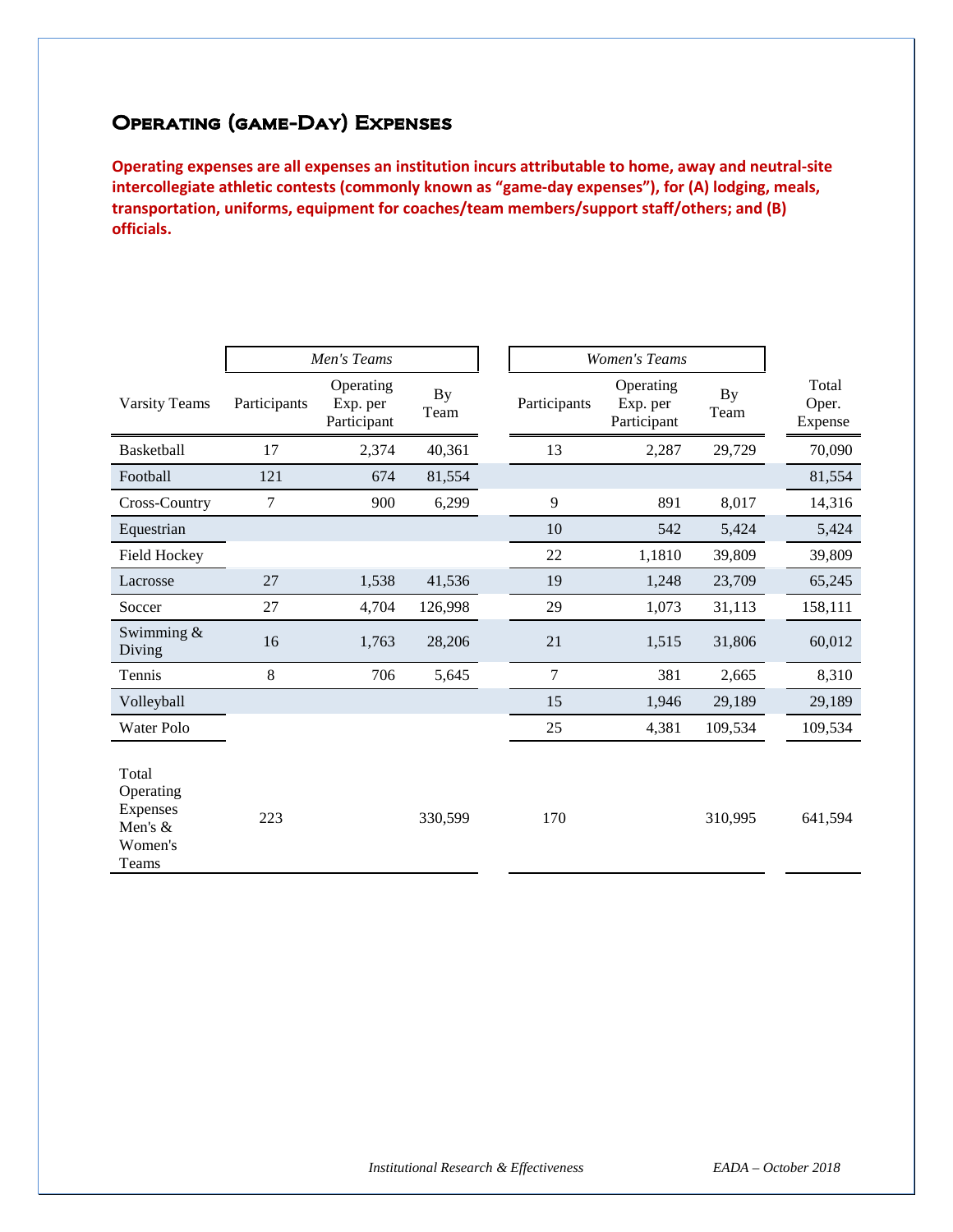## Operating (game-Day) Expenses

**Operating expenses are all expenses an institution incurs attributable to home, away and neutral-site intercollegiate athletic contests (commonly known as "game-day expenses"), for (A) lodging, meals, transportation, uniforms, equipment for coaches/team members/support staff/others; and (B) officials.**

| | *Men's Teams* | | | *Women's Teams* | | | |
|---|---|---|---|---|---|---|---|
| Varsity Teams | Participants | Operating Exp. per Participant | By Team | Participants | Operating Exp. per Participant | By Team | Total Oper. Expense |
| Basketball | 17 | 2,374 | 40,361 | 13 | 2,287 | 29,729 | 70,090 |
| Football | 121 | 674 | 81,554 | | | | 81,554 |
| Cross-Country | 7 | 900 | 6,299 | 9 | 891 | 8,017 | 14,316 |
| Equestrian | | | | 10 | 542 | 5,424 | 5,424 |
| Field Hockey | | | | 22 | 1,1810 | 39,809 | 39,809 |
| Lacrosse | 27 | 1,538 | 41,536 | 19 | 1,248 | 23,709 | 65,245 |
| Soccer | 27 | 4,704 | 126,998 | 29 | 1,073 | 31,113 | 158,111 |
| Swimming & Diving | 16 | 1,763 | 28,206 | 21 | 1,515 | 31,806 | 60,012 |
| Tennis | 8 | 706 | 5,645 | 7 | 381 | 2,665 | 8,310 |
| Volleyball | | | | 15 | 1,946 | 29,189 | 29,189 |
| Water Polo | | | | 25 | 4,381 | 109,534 | 109,534 |
| Total Operating Expenses Men's & Women's Teams | 223 | | 330,599 | 170 | | 310,995 | 641,594 |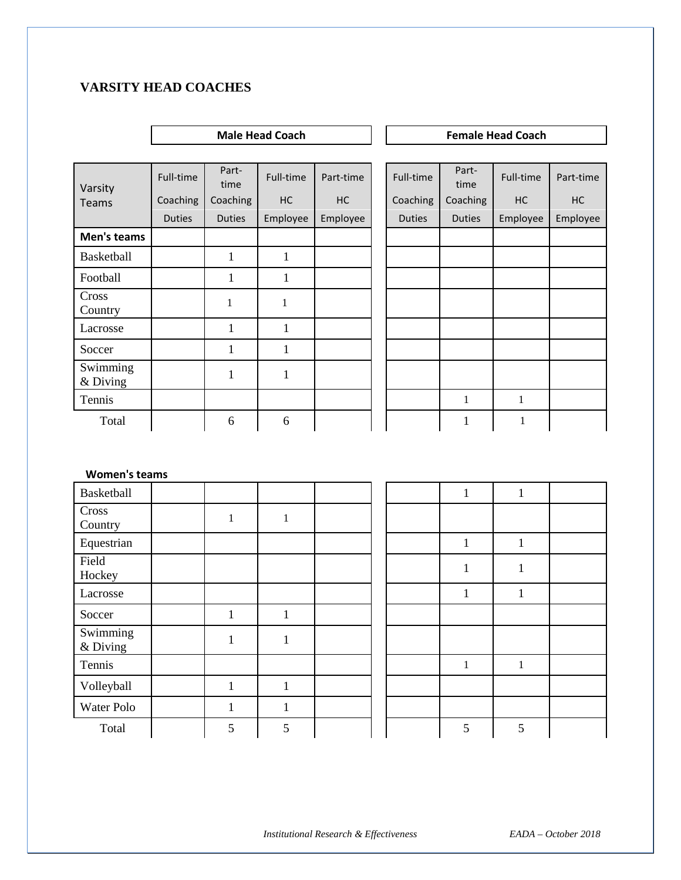## VARSITY HEAD COACHES

| Varsity Teams | Male Head Coach | | | | Female Head Coach | | | |
|---|---|---|---|---|---|---|---|---|
| | Full-time Coaching Duties | Part-time Coaching Duties | Full-time HC Employee | Part-time HC Employee | Full-time Coaching Duties | Part-time Coaching Duties | Full-time HC Employee | Part-time HC Employee |
| **Men's teams** | | | | | | | | |
| Basketball | | 1 | 1 | | | | | |
| Football | | 1 | 1 | | | | | |
| Cross Country | | 1 | 1 | | | | | |
| Lacrosse | | 1 | 1 | | | | | |
| Soccer | | 1 | 1 | | | | | |
| Swimming & Diving | | 1 | 1 | | | | | |
| Tennis | | | | | | 1 | 1 | |
| Total | | 6 | 6 | | | 1 | 1 | |

**Women's teams**

| Varsity Teams | Male Full-time Coaching Duties | Male Part-time Coaching Duties | Male Full-time HC Employee | Male Part-time HC Employee | Female Full-time Coaching Duties | Female Part-time Coaching Duties | Female Full-time HC Employee | Female Part-time HC Employee |
|---|---|---|---|---|---|---|---|---|
| Basketball | | | | | | 1 | 1 | |
| Cross Country | | 1 | 1 | | | | | |
| Equestrian | | | | | | 1 | 1 | |
| Field Hockey | | | | | | 1 | 1 | |
| Lacrosse | | | | | | 1 | 1 | |
| Soccer | | 1 | 1 | | | | | |
| Swimming & Diving | | 1 | 1 | | | | | |
| Tennis | | | | | | 1 | 1 | |
| Volleyball | | 1 | 1 | | | | | |
| Water Polo | | 1 | 1 | | | | | |
| Total | | 5 | 5 | | | 5 | 5 | |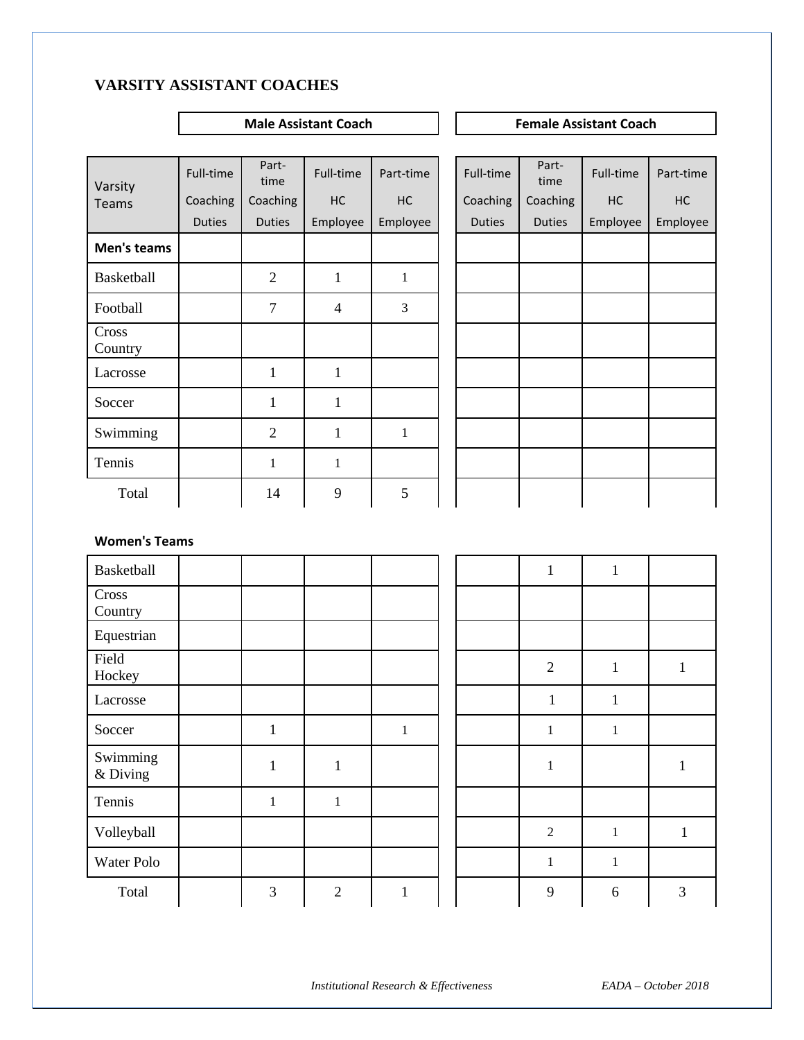## VARSITY ASSISTANT COACHES

| Varsity Teams | Male Assistant Coach | | | | Female Assistant Coach | | | |
|---|---|---|---|---|---|---|---|---|
| | Full-time Coaching Duties | Part-time Coaching Duties | Full-time HC Employee | Part-time HC Employee | Full-time Coaching Duties | Part-time Coaching Duties | Full-time HC Employee | Part-time HC Employee |
| **Men's teams** | | | | | | | | |
| Basketball | | 2 | 1 | 1 | | | | |
| Football | | 7 | 4 | 3 | | | | |
| Cross Country | | | | | | | | |
| Lacrosse | | 1 | 1 | | | | | |
| Soccer | | 1 | 1 | | | | | |
| Swimming | | 2 | 1 | 1 | | | | |
| Tennis | | 1 | 1 | | | | | |
| Total | | 14 | 9 | 5 | | | | |

**Women's Teams**

| Varsity Teams | Male Full-time Coaching Duties | Male Part-time Coaching Duties | Male Full-time HC Employee | Male Part-time HC Employee | Female Full-time Coaching Duties | Female Part-time Coaching Duties | Female Full-time HC Employee | Female Part-time HC Employee |
|---|---|---|---|---|---|---|---|---|
| Basketball | | | | | | 1 | 1 | |
| Cross Country | | | | | | | | |
| Equestrian | | | | | | | | |
| Field Hockey | | | | | | 2 | 1 | 1 |
| Lacrosse | | | | | | 1 | 1 | |
| Soccer | | 1 | | 1 | | 1 | 1 | |
| Swimming & Diving | | 1 | 1 | | | 1 | | 1 |
| Tennis | | 1 | 1 | | | | | |
| Volleyball | | | | | | 2 | 1 | 1 |
| Water Polo | | | | | | 1 | 1 | |
| Total | | 3 | 2 | 1 | | 9 | 6 | 3 |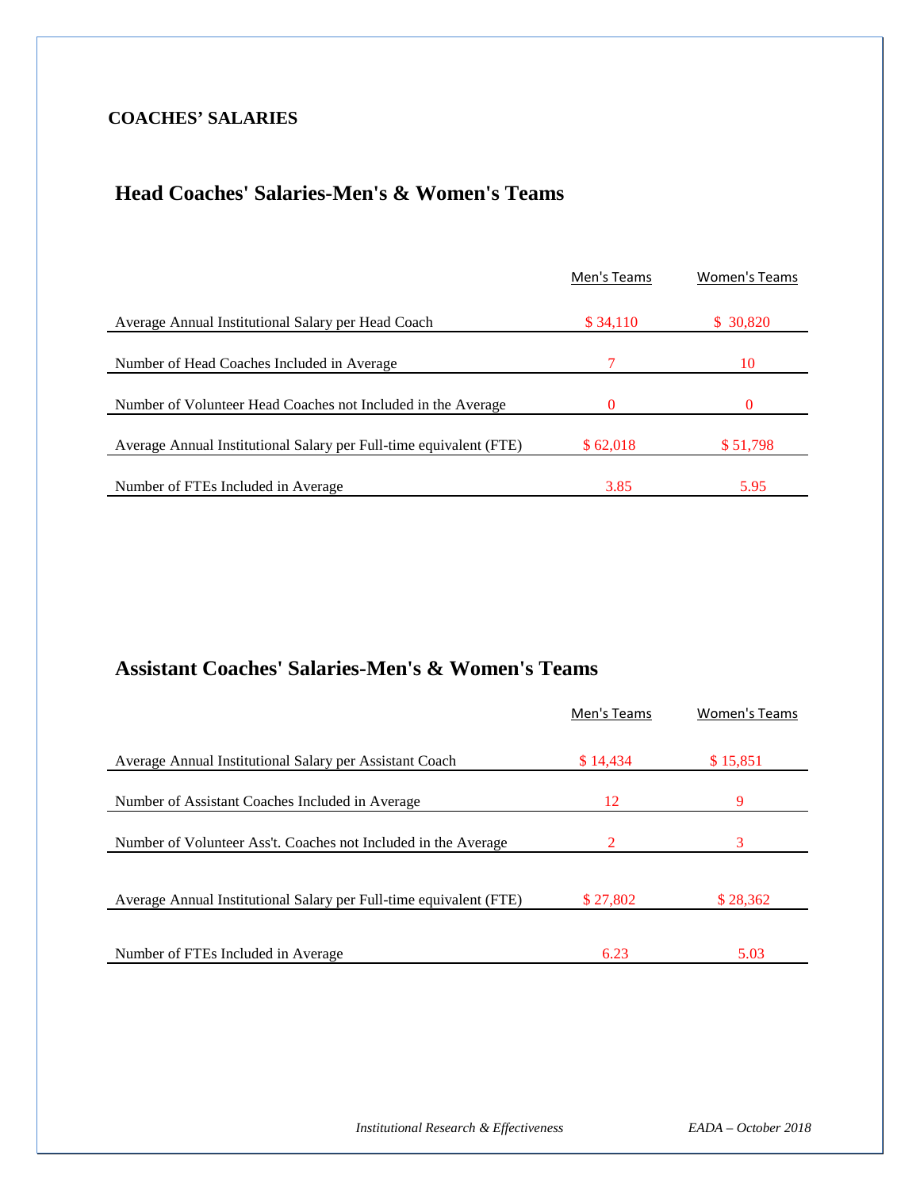**COACHES' SALARIES**

## Head Coaches' Salaries-Men's & Women's Teams

| | Men's Teams | Women's Teams |
|---|---|---|
| Average Annual Institutional Salary per Head Coach | $ 34,110 | $ 30,820 |
| Number of Head Coaches Included in Average | 7 | 10 |
| Number of Volunteer Head Coaches not Included in the Average | 0 | 0 |
| Average Annual Institutional Salary per Full-time equivalent (FTE) | $ 62,018 | $ 51,798 |
| Number of FTEs Included in Average | 3.85 | 5.95 |

## Assistant Coaches' Salaries-Men's & Women's Teams

| | Men's Teams | Women's Teams |
|---|---|---|
| Average Annual Institutional Salary per Assistant Coach | $ 14,434 | $ 15,851 |
| Number of Assistant Coaches Included in Average | 12 | 9 |
| Number of Volunteer Ass't. Coaches not Included in the Average | 2 | 3 |
| Average Annual Institutional Salary per Full-time equivalent (FTE) | $ 27,802 | $ 28,362 |
| Number of FTEs Included in Average | 6.23 | 5.03 |